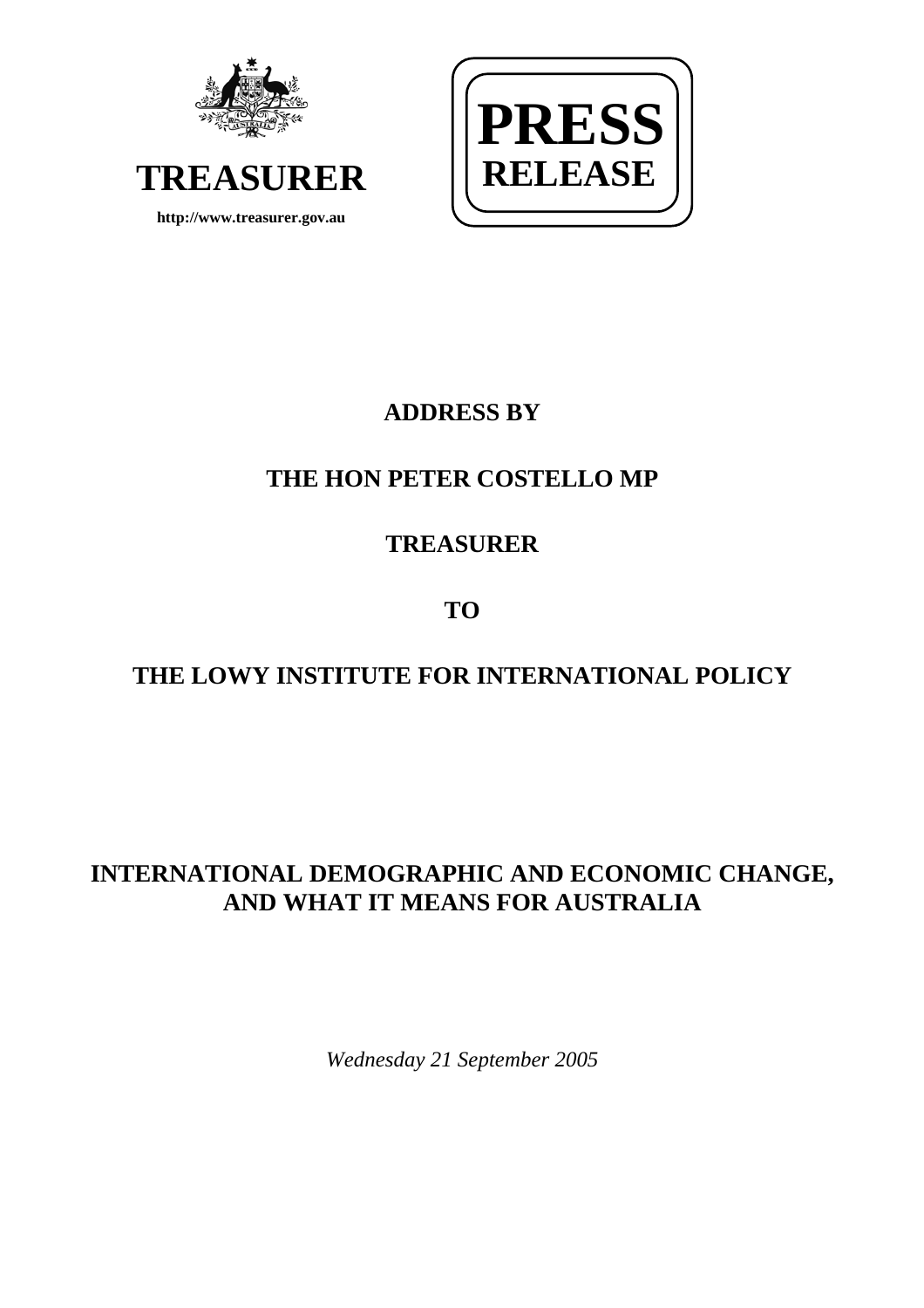**TREASURER**

**http://www.treasurer.gov.au**

**PRESS RELEASE**

**ADDRESS BY**

**THE HON PETER COSTELLO MP**

**TREASURER**

**TO**

**THE LOWY INSTITUTE FOR INTERNATIONAL POLICY**

# INTERNATIONAL DEMOGRAPHIC AND ECONOMIC CHANGE, AND WHAT IT MEANS FOR AUSTRALIA

*Wednesday 21 September 2005*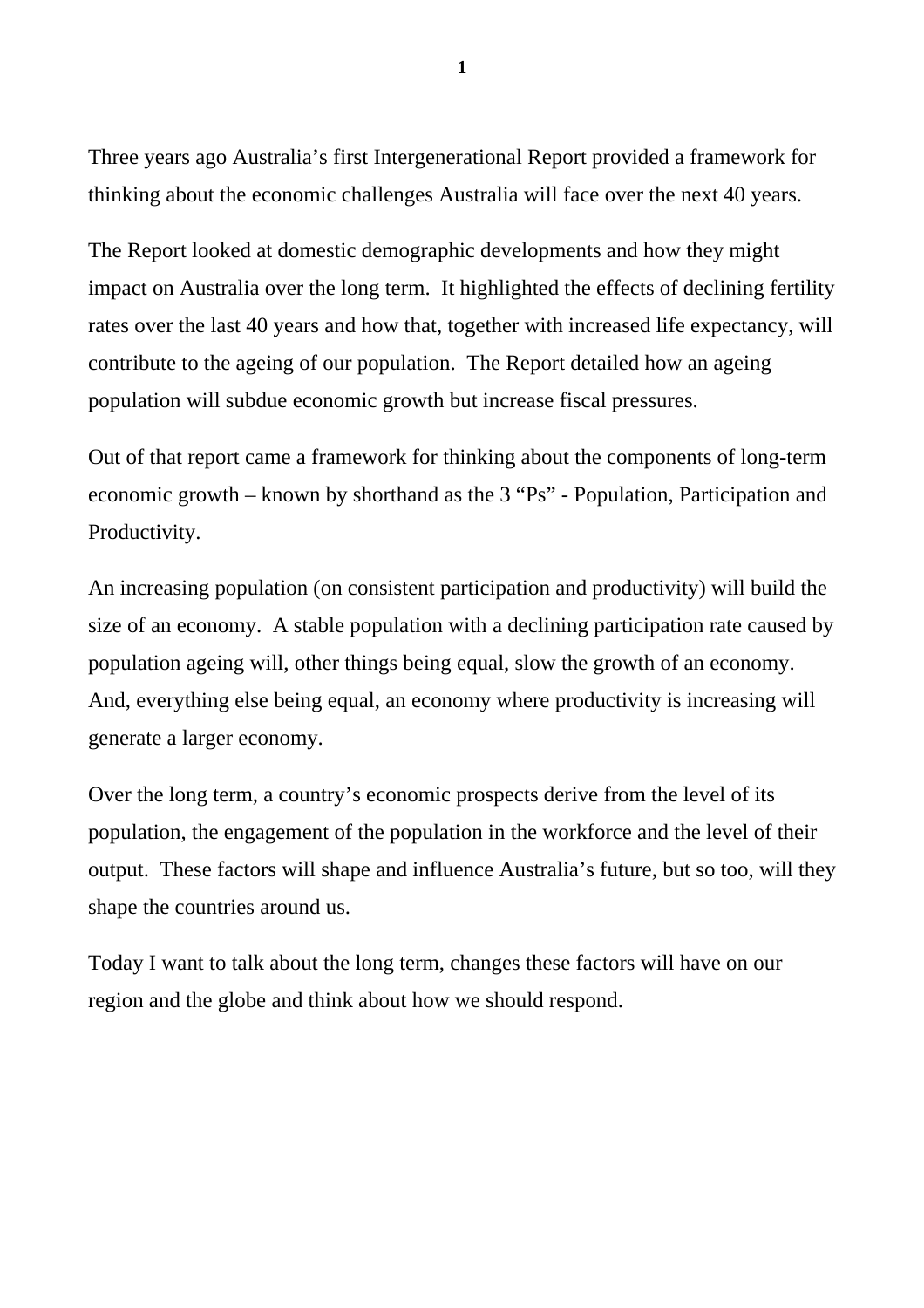Three years ago Australia's first Intergenerational Report provided a framework for thinking about the economic challenges Australia will face over the next 40 years.

The Report looked at domestic demographic developments and how they might impact on Australia over the long term. It highlighted the effects of declining fertility rates over the last 40 years and how that, together with increased life expectancy, will contribute to the ageing of our population. The Report detailed how an ageing population will subdue economic growth but increase fiscal pressures.

Out of that report came a framework for thinking about the components of long-term economic growth – known by shorthand as the 3 "Ps" - Population, Participation and Productivity.

An increasing population (on consistent participation and productivity) will build the size of an economy. A stable population with a declining participation rate caused by population ageing will, other things being equal, slow the growth of an economy. And, everything else being equal, an economy where productivity is increasing will generate a larger economy.

Over the long term, a country's economic prospects derive from the level of its population, the engagement of the population in the workforce and the level of their output. These factors will shape and influence Australia's future, but so too, will they shape the countries around us.

Today I want to talk about the long term, changes these factors will have on our region and the globe and think about how we should respond.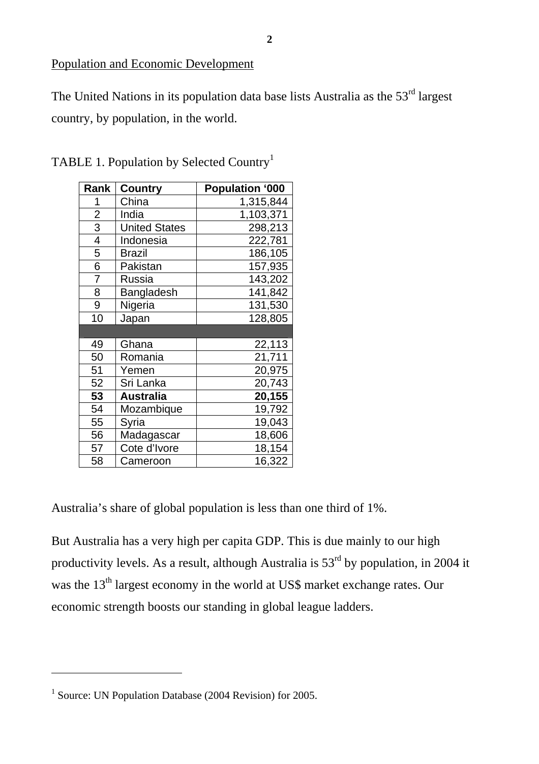## Population and Economic Development

The United Nations in its population data base lists Australia as the 53rd largest country, by population, in the world.

TABLE 1. Population by Selected Country[1]

| Rank | Country | Population '000 |
|---|---|---|
| 1 | China | 1,315,844 |
| 2 | India | 1,103,371 |
| 3 | United States | 298,213 |
| 4 | Indonesia | 222,781 |
| 5 | Brazil | 186,105 |
| 6 | Pakistan | 157,935 |
| 7 | Russia | 143,202 |
| 8 | Bangladesh | 141,842 |
| 9 | Nigeria | 131,530 |
| 10 | Japan | 128,805 |
| | | |
| 49 | Ghana | 22,113 |
| 50 | Romania | 21,711 |
| 51 | Yemen | 20,975 |
| 52 | Sri Lanka | 20,743 |
| **53** | **Australia** | **20,155** |
| 54 | Mozambique | 19,792 |
| 55 | Syria | 19,043 |
| 56 | Madagascar | 18,606 |
| 57 | Cote d'Ivore | 18,154 |
| 58 | Cameroon | 16,322 |

Australia's share of global population is less than one third of 1%.

But Australia has a very high per capita GDP. This is due mainly to our high productivity levels. As a result, although Australia is 53rd by population, in 2004 it was the 13th largest economy in the world at US$ market exchange rates. Our economic strength boosts our standing in global league ladders.

[1] Source: UN Population Database (2004 Revision) for 2005.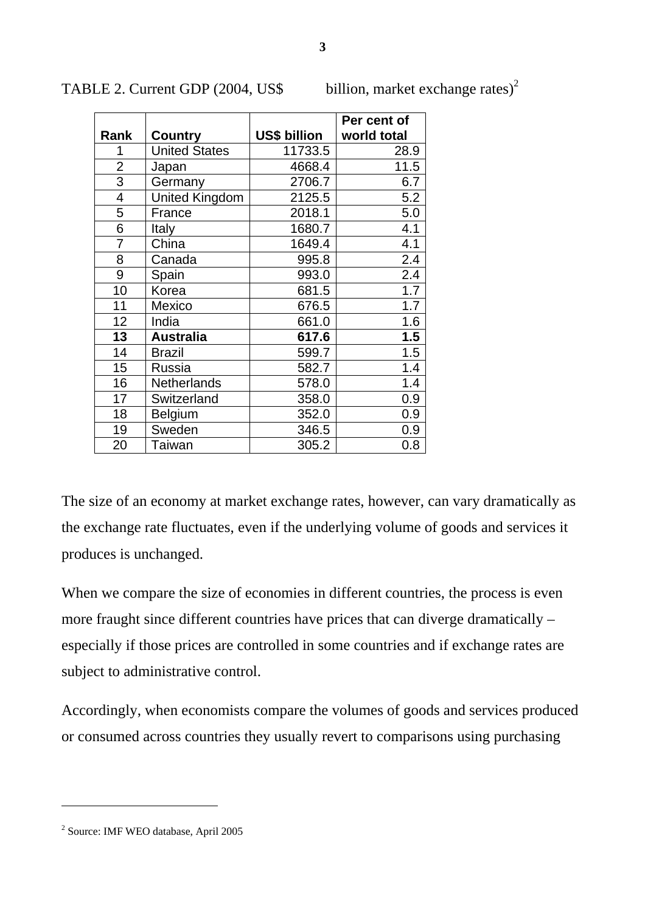TABLE 2. Current GDP (2004, US$ billion, market exchange rates)[2]

| Rank | Country | US$ billion | Per cent of world total |
|---|---|---|---|
| 1 | United States | 11733.5 | 28.9 |
| 2 | Japan | 4668.4 | 11.5 |
| 3 | Germany | 2706.7 | 6.7 |
| 4 | United Kingdom | 2125.5 | 5.2 |
| 5 | France | 2018.1 | 5.0 |
| 6 | Italy | 1680.7 | 4.1 |
| 7 | China | 1649.4 | 4.1 |
| 8 | Canada | 995.8 | 2.4 |
| 9 | Spain | 993.0 | 2.4 |
| 10 | Korea | 681.5 | 1.7 |
| 11 | Mexico | 676.5 | 1.7 |
| 12 | India | 661.0 | 1.6 |
| **13** | **Australia** | **617.6** | **1.5** |
| 14 | Brazil | 599.7 | 1.5 |
| 15 | Russia | 582.7 | 1.4 |
| 16 | Netherlands | 578.0 | 1.4 |
| 17 | Switzerland | 358.0 | 0.9 |
| 18 | Belgium | 352.0 | 0.9 |
| 19 | Sweden | 346.5 | 0.9 |
| 20 | Taiwan | 305.2 | 0.8 |

The size of an economy at market exchange rates, however, can vary dramatically as the exchange rate fluctuates, even if the underlying volume of goods and services it produces is unchanged.

When we compare the size of economies in different countries, the process is even more fraught since different countries have prices that can diverge dramatically – especially if those prices are controlled in some countries and if exchange rates are subject to administrative control.

Accordingly, when economists compare the volumes of goods and services produced or consumed across countries they usually revert to comparisons using purchasing

[2] Source: IMF WEO database, April 2005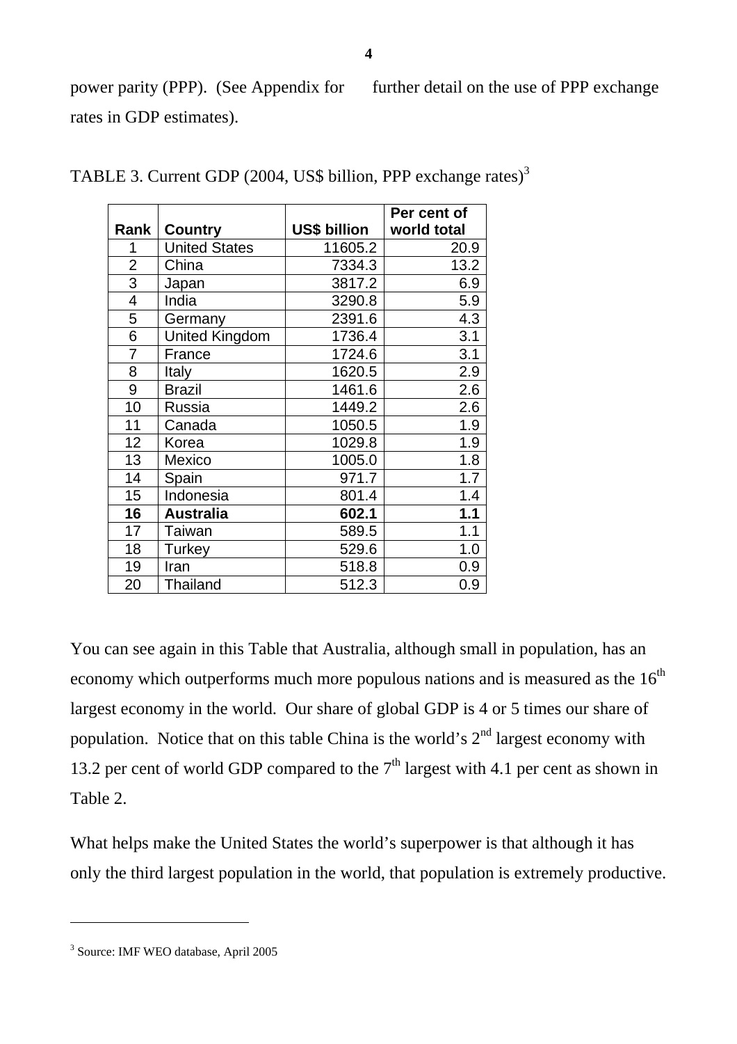power parity (PPP). (See Appendix for further detail on the use of PPP exchange rates in GDP estimates).

TABLE 3. Current GDP (2004, US$ billion, PPP exchange rates)[3]

| Rank | Country | US$ billion | Per cent of world total |
|---|---|---|---|
| 1 | United States | 11605.2 | 20.9 |
| 2 | China | 7334.3 | 13.2 |
| 3 | Japan | 3817.2 | 6.9 |
| 4 | India | 3290.8 | 5.9 |
| 5 | Germany | 2391.6 | 4.3 |
| 6 | United Kingdom | 1736.4 | 3.1 |
| 7 | France | 1724.6 | 3.1 |
| 8 | Italy | 1620.5 | 2.9 |
| 9 | Brazil | 1461.6 | 2.6 |
| 10 | Russia | 1449.2 | 2.6 |
| 11 | Canada | 1050.5 | 1.9 |
| 12 | Korea | 1029.8 | 1.9 |
| 13 | Mexico | 1005.0 | 1.8 |
| 14 | Spain | 971.7 | 1.7 |
| 15 | Indonesia | 801.4 | 1.4 |
| **16** | **Australia** | **602.1** | **1.1** |
| 17 | Taiwan | 589.5 | 1.1 |
| 18 | Turkey | 529.6 | 1.0 |
| 19 | Iran | 518.8 | 0.9 |
| 20 | Thailand | 512.3 | 0.9 |

You can see again in this Table that Australia, although small in population, has an economy which outperforms much more populous nations and is measured as the 16th largest economy in the world. Our share of global GDP is 4 or 5 times our share of population. Notice that on this table China is the world's 2nd largest economy with 13.2 per cent of world GDP compared to the 7th largest with 4.1 per cent as shown in Table 2.

What helps make the United States the world's superpower is that although it has only the third largest population in the world, that population is extremely productive.

[3] Source: IMF WEO database, April 2005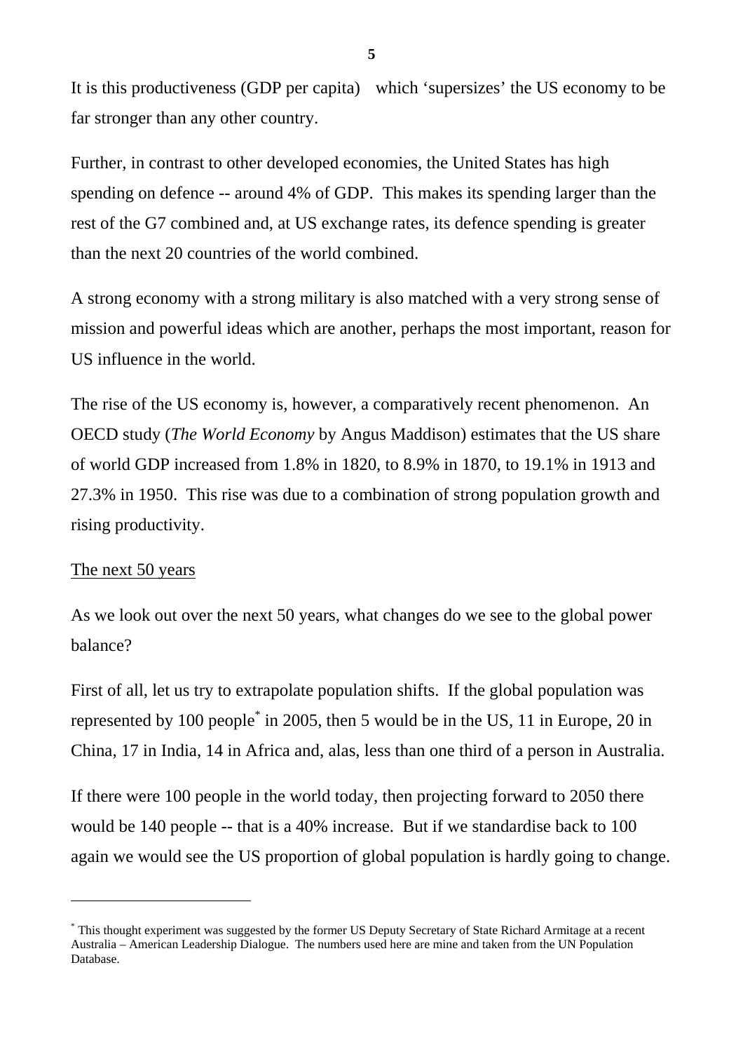It is this productiveness (GDP per capita) which 'supersizes' the US economy to be far stronger than any other country.

Further, in contrast to other developed economies, the United States has high spending on defence -- around 4% of GDP. This makes its spending larger than the rest of the G7 combined and, at US exchange rates, its defence spending is greater than the next 20 countries of the world combined.

A strong economy with a strong military is also matched with a very strong sense of mission and powerful ideas which are another, perhaps the most important, reason for US influence in the world.

The rise of the US economy is, however, a comparatively recent phenomenon. An OECD study (*The World Economy* by Angus Maddison) estimates that the US share of world GDP increased from 1.8% in 1820, to 8.9% in 1870, to 19.1% in 1913 and 27.3% in 1950. This rise was due to a combination of strong population growth and rising productivity.

## The next 50 years

As we look out over the next 50 years, what changes do we see to the global power balance?

First of all, let us try to extrapolate population shifts. If the global population was represented by 100 people[*] in 2005, then 5 would be in the US, 11 in Europe, 20 in China, 17 in India, 14 in Africa and, alas, less than one third of a person in Australia.

If there were 100 people in the world today, then projecting forward to 2050 there would be 140 people -- that is a 40% increase. But if we standardise back to 100 again we would see the US proportion of global population is hardly going to change.

---

[*] This thought experiment was suggested by the former US Deputy Secretary of State Richard Armitage at a recent Australia – American Leadership Dialogue. The numbers used here are mine and taken from the UN Population Database.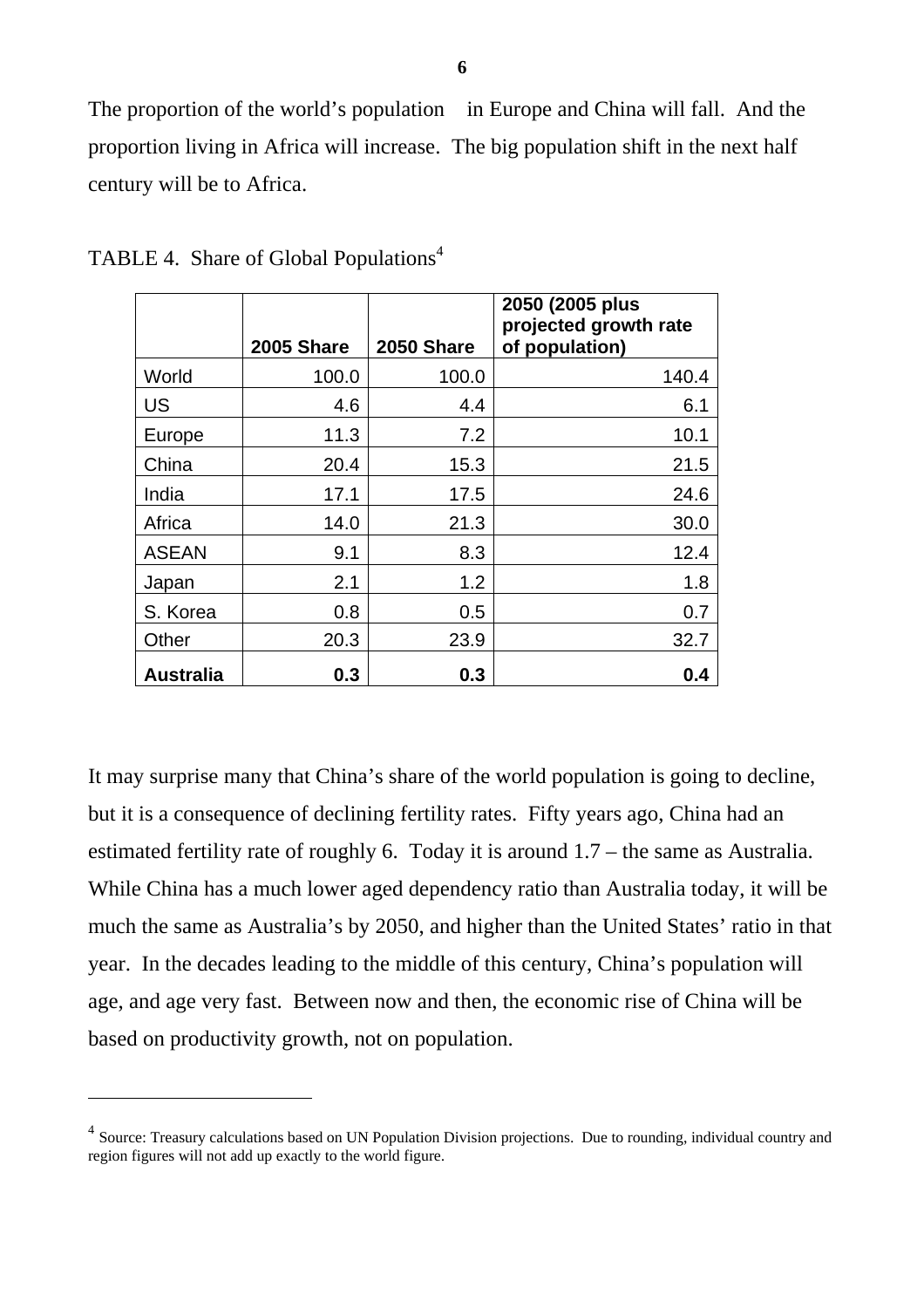The proportion of the world's population in Europe and China will fall. And the proportion living in Africa will increase. The big population shift in the next half century will be to Africa.

TABLE 4. Share of Global Populations[4]

| | 2005 Share | 2050 Share | 2050 (2005 plus projected growth rate of population) |
|---|---|---|---|
| World | 100.0 | 100.0 | 140.4 |
| US | 4.6 | 4.4 | 6.1 |
| Europe | 11.3 | 7.2 | 10.1 |
| China | 20.4 | 15.3 | 21.5 |
| India | 17.1 | 17.5 | 24.6 |
| Africa | 14.0 | 21.3 | 30.0 |
| ASEAN | 9.1 | 8.3 | 12.4 |
| Japan | 2.1 | 1.2 | 1.8 |
| S. Korea | 0.8 | 0.5 | 0.7 |
| Other | 20.3 | 23.9 | 32.7 |
| **Australia** | **0.3** | **0.3** | **0.4** |

It may surprise many that China's share of the world population is going to decline, but it is a consequence of declining fertility rates. Fifty years ago, China had an estimated fertility rate of roughly 6. Today it is around 1.7 – the same as Australia. While China has a much lower aged dependency ratio than Australia today, it will be much the same as Australia's by 2050, and higher than the United States' ratio in that year. In the decades leading to the middle of this century, China's population will age, and age very fast. Between now and then, the economic rise of China will be based on productivity growth, not on population.

[4] Source: Treasury calculations based on UN Population Division projections. Due to rounding, individual country and region figures will not add up exactly to the world figure.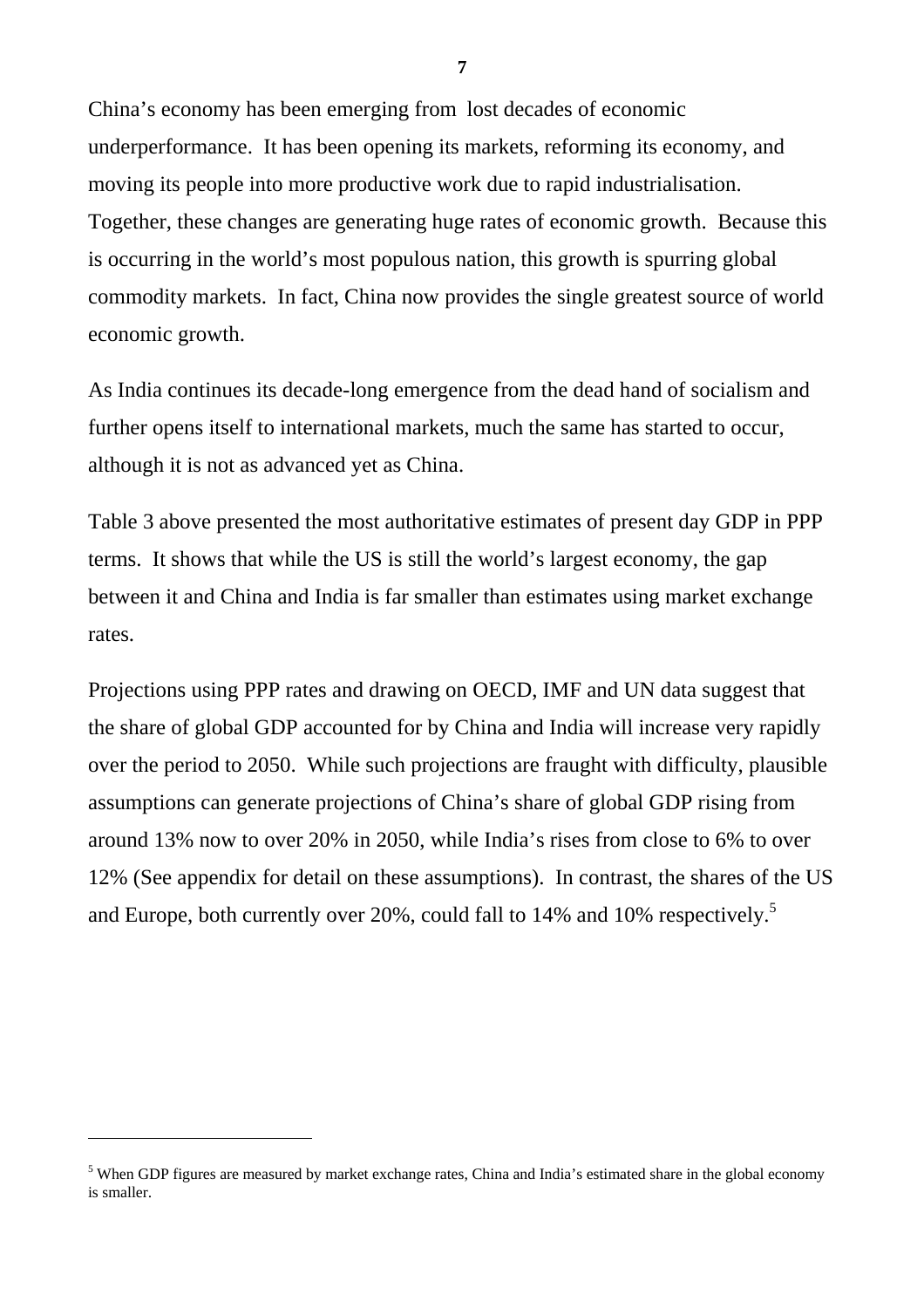China's economy has been emerging from lost decades of economic underperformance. It has been opening its markets, reforming its economy, and moving its people into more productive work due to rapid industrialisation. Together, these changes are generating huge rates of economic growth. Because this is occurring in the world's most populous nation, this growth is spurring global commodity markets. In fact, China now provides the single greatest source of world economic growth.

As India continues its decade-long emergence from the dead hand of socialism and further opens itself to international markets, much the same has started to occur, although it is not as advanced yet as China.

Table 3 above presented the most authoritative estimates of present day GDP in PPP terms. It shows that while the US is still the world's largest economy, the gap between it and China and India is far smaller than estimates using market exchange rates.

Projections using PPP rates and drawing on OECD, IMF and UN data suggest that the share of global GDP accounted for by China and India will increase very rapidly over the period to 2050. While such projections are fraught with difficulty, plausible assumptions can generate projections of China's share of global GDP rising from around 13% now to over 20% in 2050, while India's rises from close to 6% to over 12% (See appendix for detail on these assumptions). In contrast, the shares of the US and Europe, both currently over 20%, could fall to 14% and 10% respectively.[5]

---

[5] When GDP figures are measured by market exchange rates, China and India's estimated share in the global economy is smaller.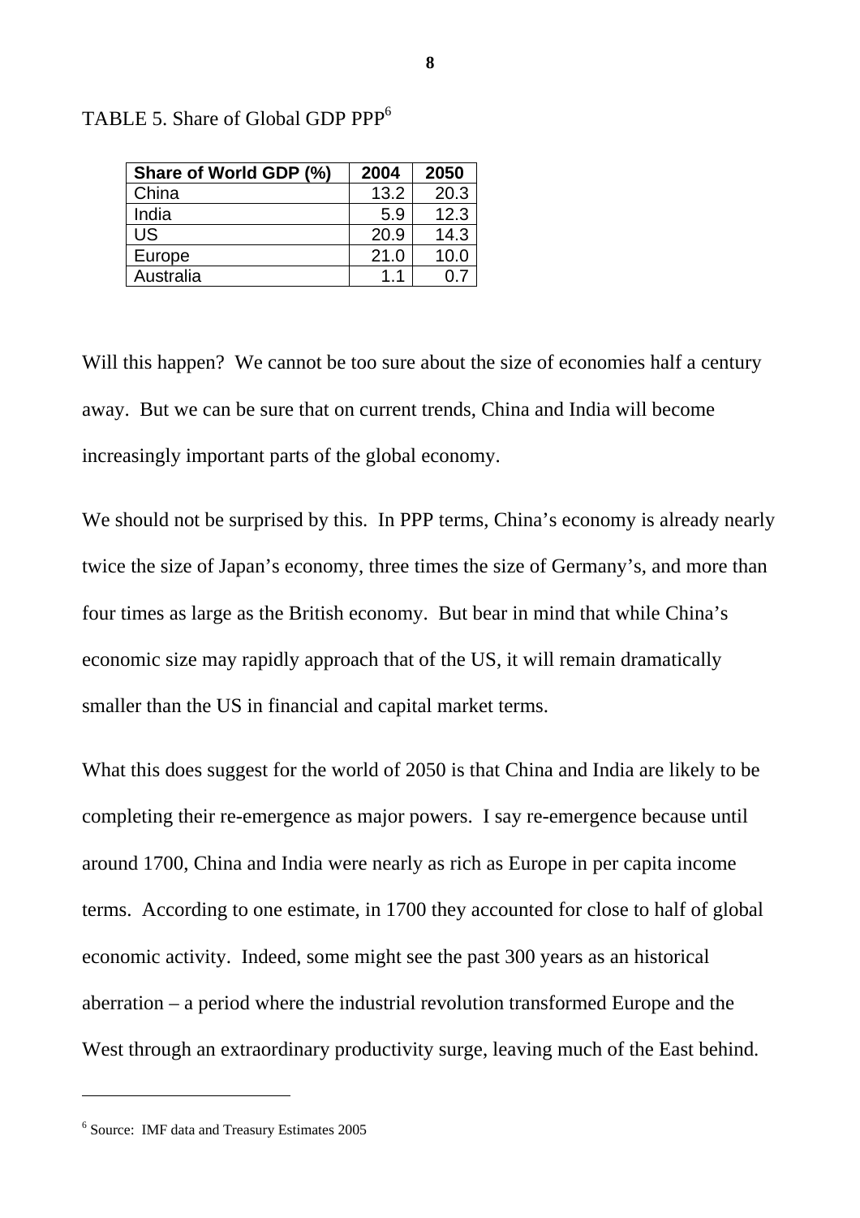TABLE 5. Share of Global GDP PPP[6]

| Share of World GDP (%) | 2004 | 2050 |
|---|---|---|
| China | 13.2 | 20.3 |
| India | 5.9 | 12.3 |
| US | 20.9 | 14.3 |
| Europe | 21.0 | 10.0 |
| Australia | 1.1 | 0.7 |

Will this happen? We cannot be too sure about the size of economies half a century away. But we can be sure that on current trends, China and India will become increasingly important parts of the global economy.

We should not be surprised by this. In PPP terms, China's economy is already nearly twice the size of Japan's economy, three times the size of Germany's, and more than four times as large as the British economy. But bear in mind that while China's economic size may rapidly approach that of the US, it will remain dramatically smaller than the US in financial and capital market terms.

What this does suggest for the world of 2050 is that China and India are likely to be completing their re-emergence as major powers. I say re-emergence because until around 1700, China and India were nearly as rich as Europe in per capita income terms. According to one estimate, in 1700 they accounted for close to half of global economic activity. Indeed, some might see the past 300 years as an historical aberration – a period where the industrial revolution transformed Europe and the West through an extraordinary productivity surge, leaving much of the East behind.

---

[6] Source: IMF data and Treasury Estimates 2005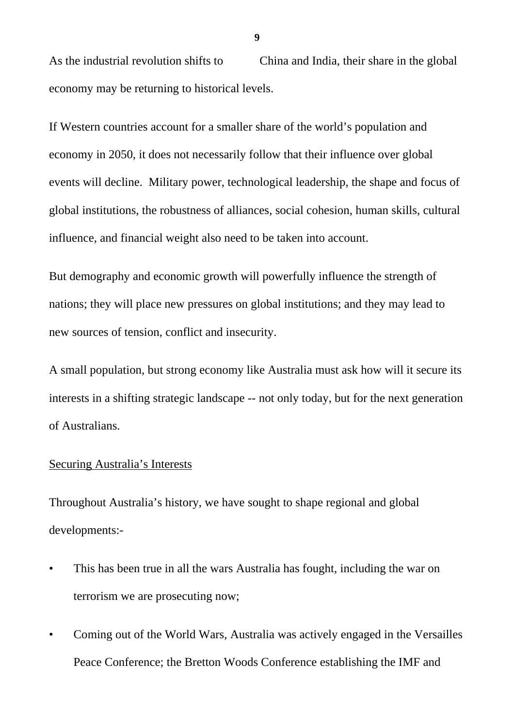As the industrial revolution shifts to China and India, their share in the global economy may be returning to historical levels.

If Western countries account for a smaller share of the world's population and economy in 2050, it does not necessarily follow that their influence over global events will decline. Military power, technological leadership, the shape and focus of global institutions, the robustness of alliances, social cohesion, human skills, cultural influence, and financial weight also need to be taken into account.

But demography and economic growth will powerfully influence the strength of nations; they will place new pressures on global institutions; and they may lead to new sources of tension, conflict and insecurity.

A small population, but strong economy like Australia must ask how will it secure its interests in a shifting strategic landscape -- not only today, but for the next generation of Australians.

## Securing Australia's Interests

Throughout Australia's history, we have sought to shape regional and global developments:-

- This has been true in all the wars Australia has fought, including the war on terrorism we are prosecuting now;
- Coming out of the World Wars, Australia was actively engaged in the Versailles Peace Conference; the Bretton Woods Conference establishing the IMF and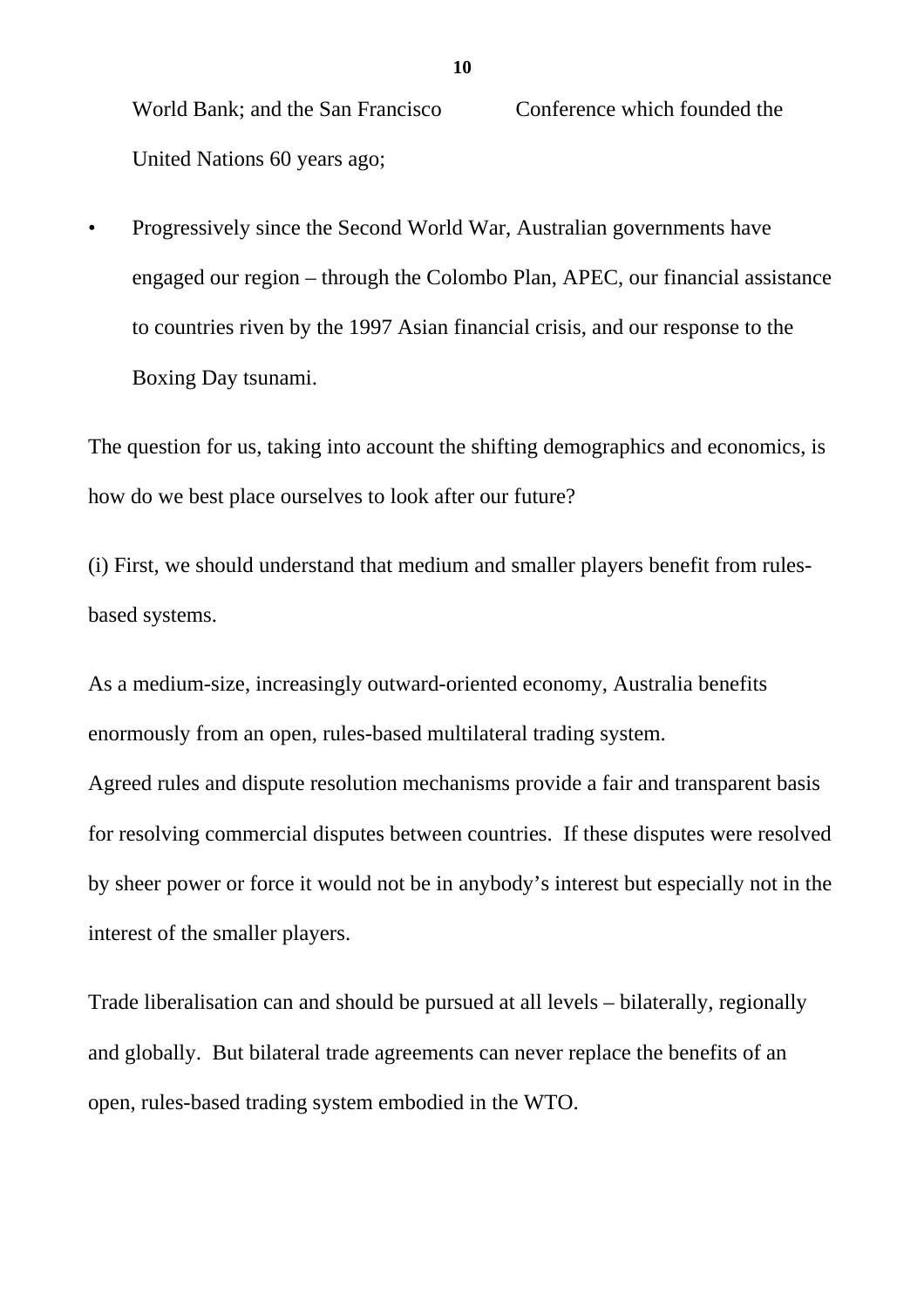World Bank; and the San Francisco Conference which founded the United Nations 60 years ago;

- Progressively since the Second World War, Australian governments have engaged our region – through the Colombo Plan, APEC, our financial assistance to countries riven by the 1997 Asian financial crisis, and our response to the Boxing Day tsunami.

The question for us, taking into account the shifting demographics and economics, is how do we best place ourselves to look after our future?

(i) First, we should understand that medium and smaller players benefit from rules-based systems.

As a medium-size, increasingly outward-oriented economy, Australia benefits enormously from an open, rules-based multilateral trading system.
Agreed rules and dispute resolution mechanisms provide a fair and transparent basis for resolving commercial disputes between countries. If these disputes were resolved by sheer power or force it would not be in anybody's interest but especially not in the interest of the smaller players.

Trade liberalisation can and should be pursued at all levels – bilaterally, regionally and globally. But bilateral trade agreements can never replace the benefits of an open, rules-based trading system embodied in the WTO.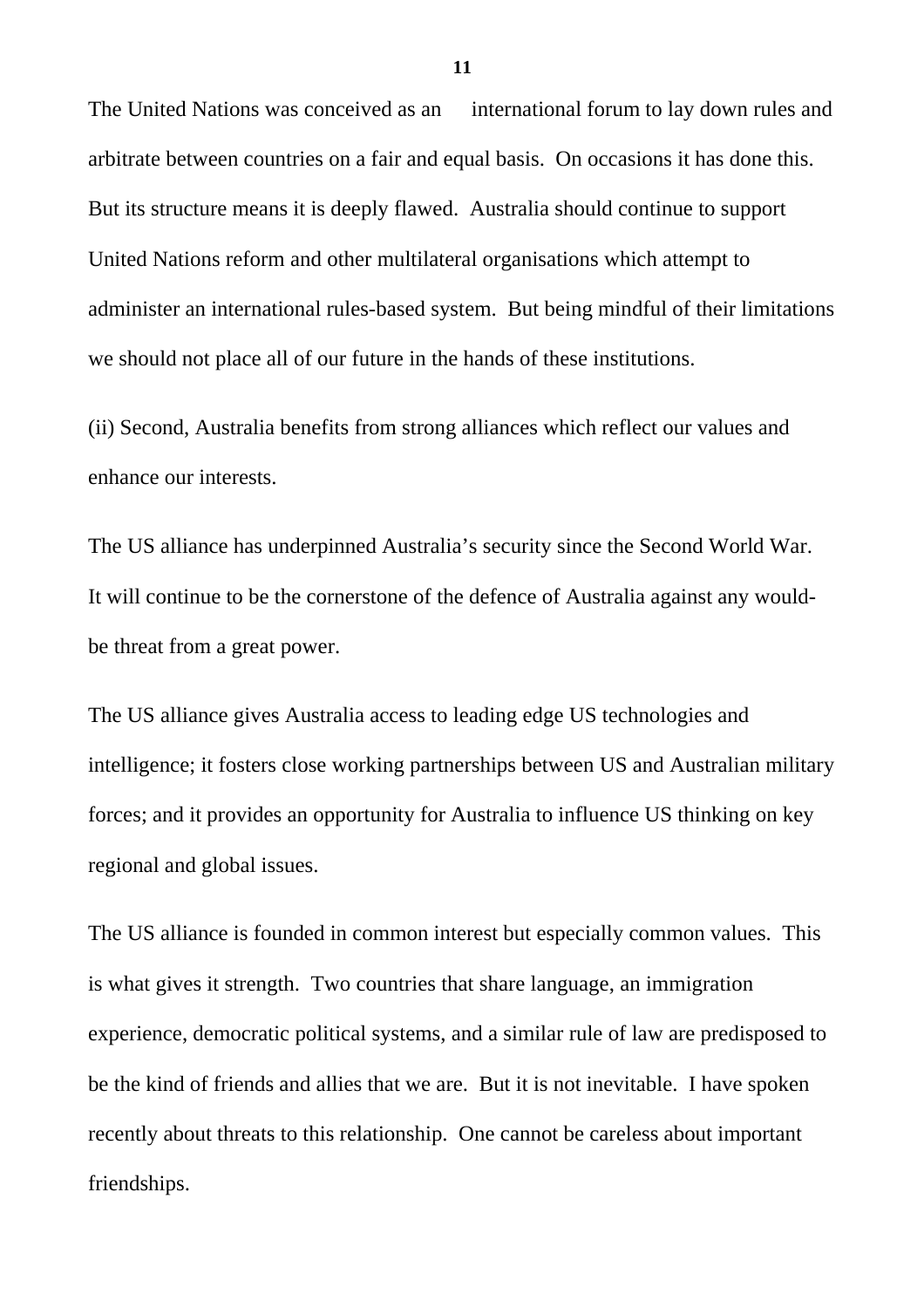The United Nations was conceived as an international forum to lay down rules and arbitrate between countries on a fair and equal basis. On occasions it has done this. But its structure means it is deeply flawed. Australia should continue to support United Nations reform and other multilateral organisations which attempt to administer an international rules-based system. But being mindful of their limitations we should not place all of our future in the hands of these institutions.

(ii) Second, Australia benefits from strong alliances which reflect our values and enhance our interests.

The US alliance has underpinned Australia's security since the Second World War. It will continue to be the cornerstone of the defence of Australia against any would-be threat from a great power.

The US alliance gives Australia access to leading edge US technologies and intelligence; it fosters close working partnerships between US and Australian military forces; and it provides an opportunity for Australia to influence US thinking on key regional and global issues.

The US alliance is founded in common interest but especially common values. This is what gives it strength. Two countries that share language, an immigration experience, democratic political systems, and a similar rule of law are predisposed to be the kind of friends and allies that we are. But it is not inevitable. I have spoken recently about threats to this relationship. One cannot be careless about important friendships.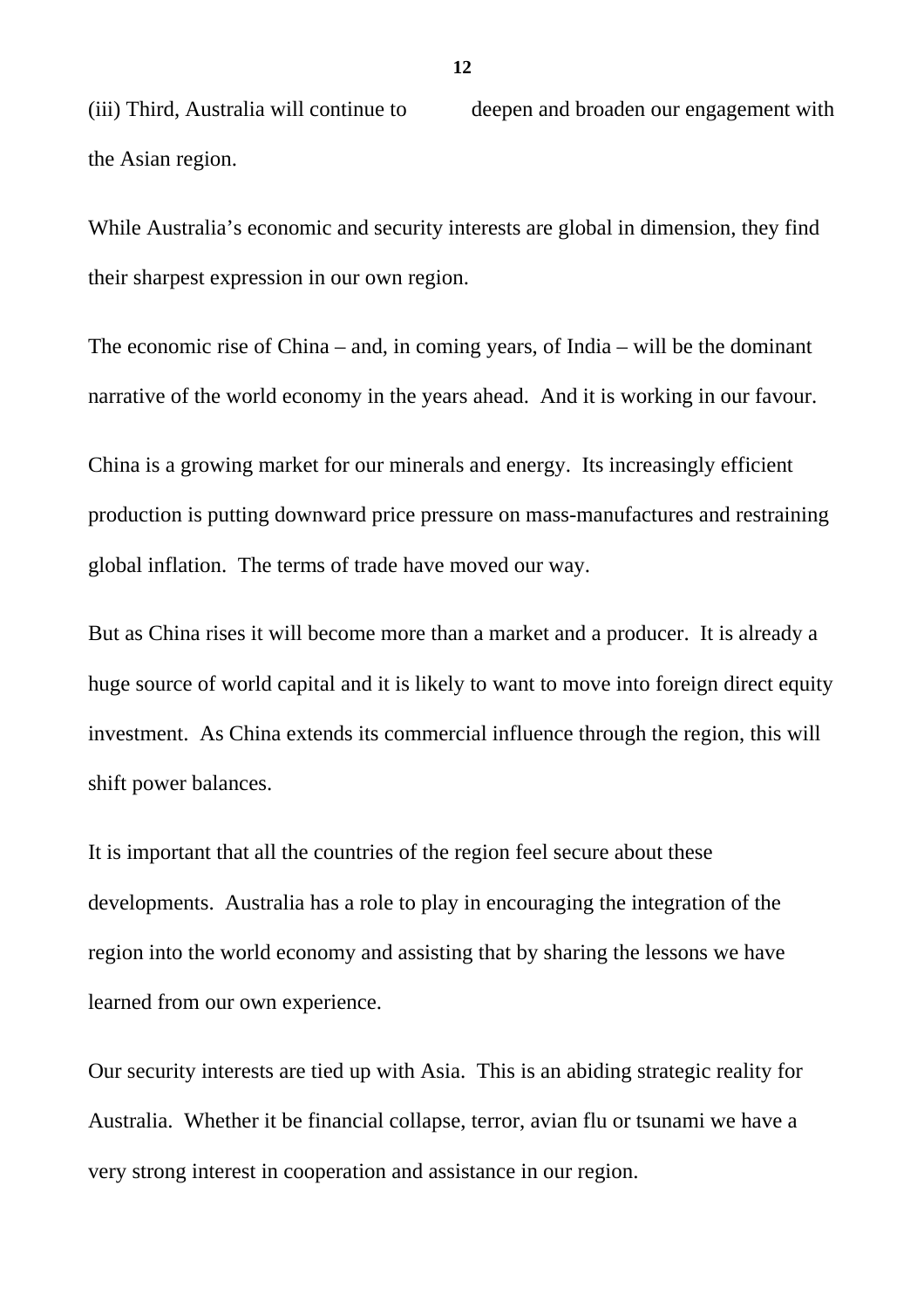(iii) Third, Australia will continue to deepen and broaden our engagement with the Asian region.

While Australia's economic and security interests are global in dimension, they find their sharpest expression in our own region.

The economic rise of China – and, in coming years, of India – will be the dominant narrative of the world economy in the years ahead. And it is working in our favour.

China is a growing market for our minerals and energy. Its increasingly efficient production is putting downward price pressure on mass-manufactures and restraining global inflation. The terms of trade have moved our way.

But as China rises it will become more than a market and a producer. It is already a huge source of world capital and it is likely to want to move into foreign direct equity investment. As China extends its commercial influence through the region, this will shift power balances.

It is important that all the countries of the region feel secure about these developments. Australia has a role to play in encouraging the integration of the region into the world economy and assisting that by sharing the lessons we have learned from our own experience.

Our security interests are tied up with Asia. This is an abiding strategic reality for Australia. Whether it be financial collapse, terror, avian flu or tsunami we have a very strong interest in cooperation and assistance in our region.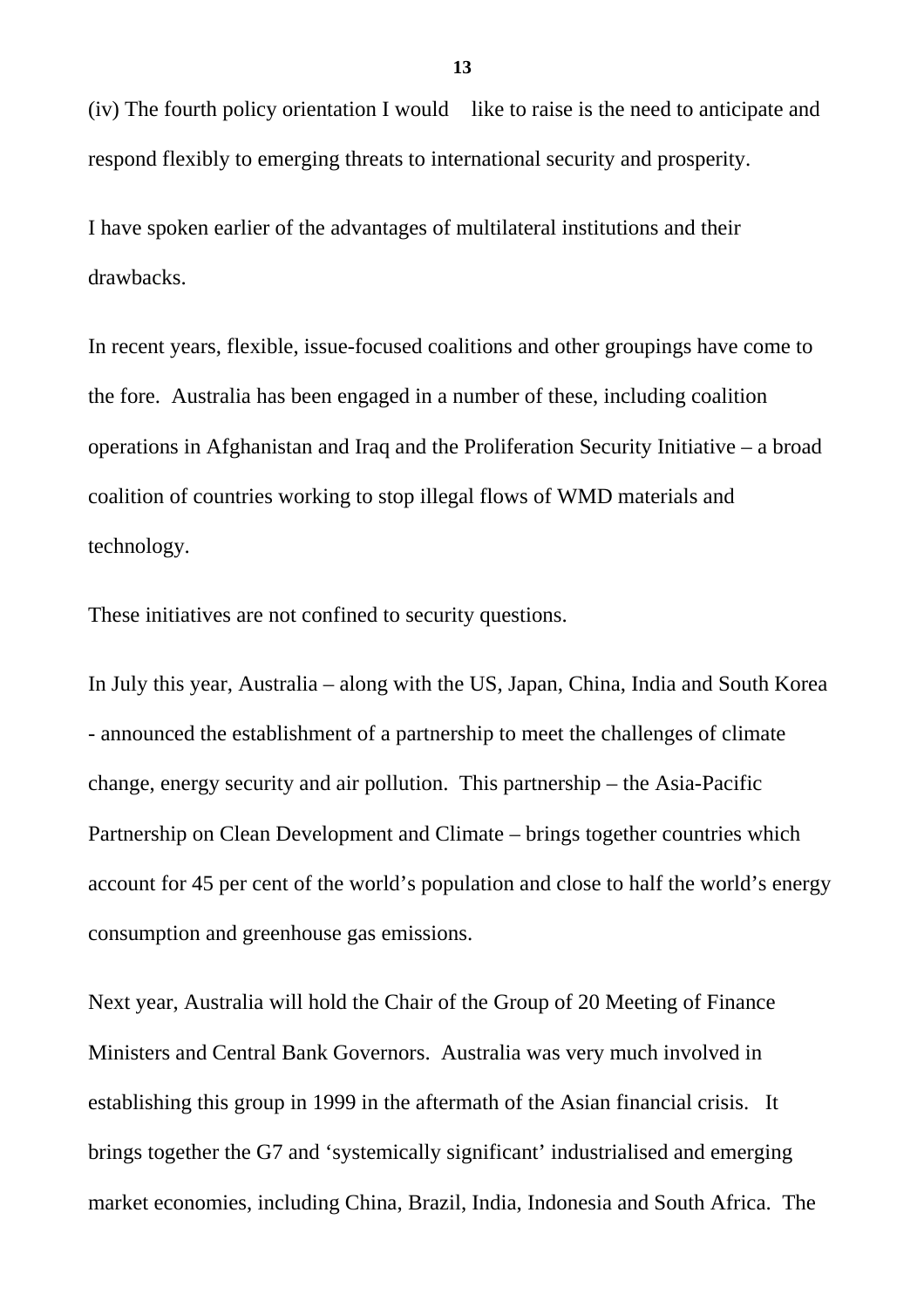(iv) The fourth policy orientation I would like to raise is the need to anticipate and respond flexibly to emerging threats to international security and prosperity.

I have spoken earlier of the advantages of multilateral institutions and their drawbacks.

In recent years, flexible, issue-focused coalitions and other groupings have come to the fore. Australia has been engaged in a number of these, including coalition operations in Afghanistan and Iraq and the Proliferation Security Initiative – a broad coalition of countries working to stop illegal flows of WMD materials and technology.

These initiatives are not confined to security questions.

In July this year, Australia – along with the US, Japan, China, India and South Korea - announced the establishment of a partnership to meet the challenges of climate change, energy security and air pollution. This partnership – the Asia-Pacific Partnership on Clean Development and Climate – brings together countries which account for 45 per cent of the world's population and close to half the world's energy consumption and greenhouse gas emissions.

Next year, Australia will hold the Chair of the Group of 20 Meeting of Finance Ministers and Central Bank Governors. Australia was very much involved in establishing this group in 1999 in the aftermath of the Asian financial crisis. It brings together the G7 and 'systemically significant' industrialised and emerging market economies, including China, Brazil, India, Indonesia and South Africa. The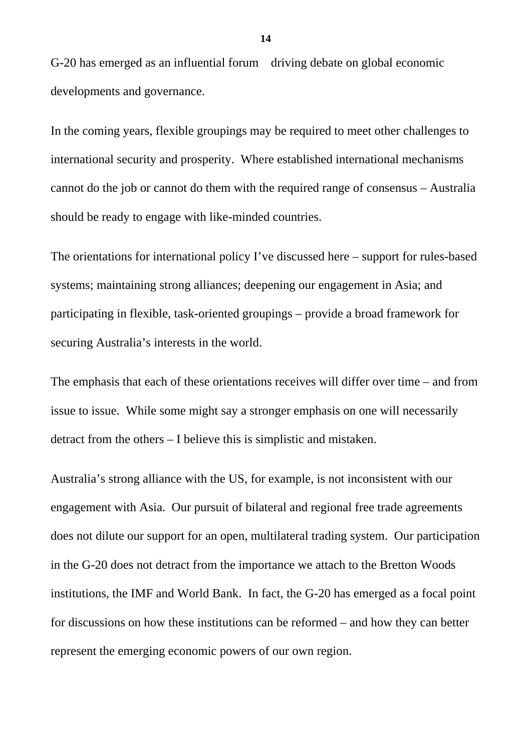G-20 has emerged as an influential forum   driving debate on global economic developments and governance.

In the coming years, flexible groupings may be required to meet other challenges to international security and prosperity.  Where established international mechanisms cannot do the job or cannot do them with the required range of consensus – Australia should be ready to engage with like-minded countries.

The orientations for international policy I've discussed here – support for rules-based systems; maintaining strong alliances; deepening our engagement in Asia; and participating in flexible, task-oriented groupings – provide a broad framework for securing Australia's interests in the world.

The emphasis that each of these orientations receives will differ over time – and from issue to issue.  While some might say a stronger emphasis on one will necessarily detract from the others – I believe this is simplistic and mistaken.

Australia's strong alliance with the US, for example, is not inconsistent with our engagement with Asia.  Our pursuit of bilateral and regional free trade agreements does not dilute our support for an open, multilateral trading system.  Our participation in the G-20 does not detract from the importance we attach to the Bretton Woods institutions, the IMF and World Bank.  In fact, the G-20 has emerged as a focal point for discussions on how these institutions can be reformed – and how they can better represent the emerging economic powers of our own region.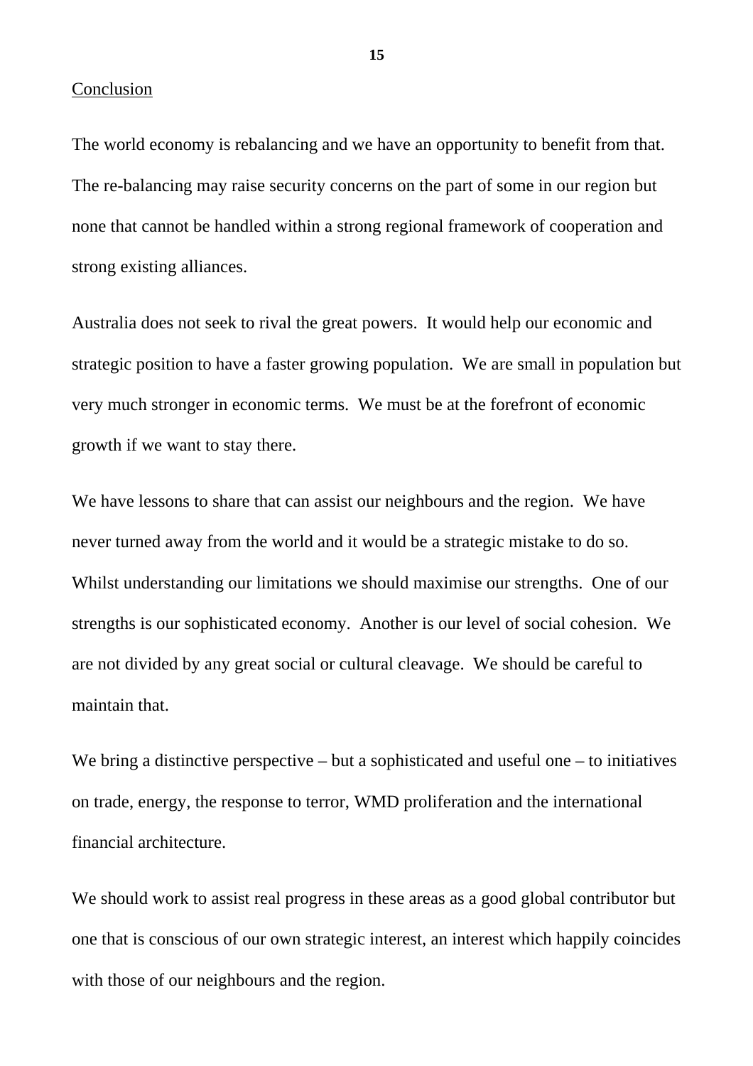## Conclusion

The world economy is rebalancing and we have an opportunity to benefit from that. The re-balancing may raise security concerns on the part of some in our region but none that cannot be handled within a strong regional framework of cooperation and strong existing alliances.

Australia does not seek to rival the great powers. It would help our economic and strategic position to have a faster growing population. We are small in population but very much stronger in economic terms. We must be at the forefront of economic growth if we want to stay there.

We have lessons to share that can assist our neighbours and the region. We have never turned away from the world and it would be a strategic mistake to do so. Whilst understanding our limitations we should maximise our strengths. One of our strengths is our sophisticated economy. Another is our level of social cohesion. We are not divided by any great social or cultural cleavage. We should be careful to maintain that.

We bring a distinctive perspective – but a sophisticated and useful one – to initiatives on trade, energy, the response to terror, WMD proliferation and the international financial architecture.

We should work to assist real progress in these areas as a good global contributor but one that is conscious of our own strategic interest, an interest which happily coincides with those of our neighbours and the region.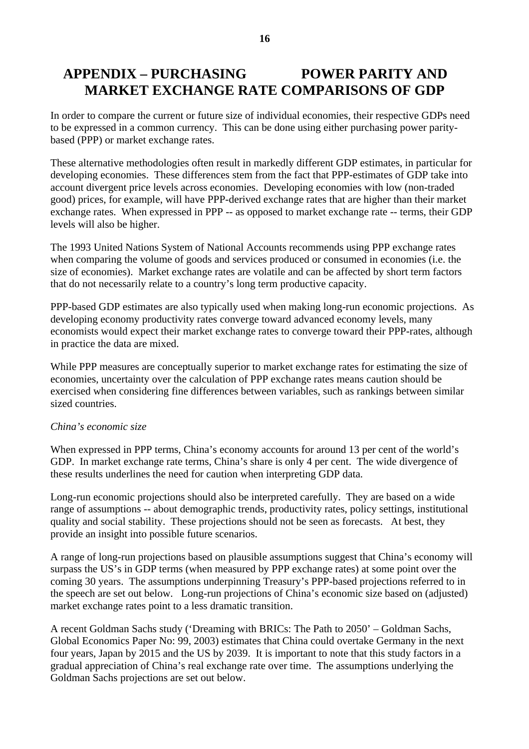# APPENDIX – PURCHASING POWER PARITY AND MARKET EXCHANGE RATE COMPARISONS OF GDP

In order to compare the current or future size of individual economies, their respective GDPs need to be expressed in a common currency. This can be done using either purchasing power parity-based (PPP) or market exchange rates.

These alternative methodologies often result in markedly different GDP estimates, in particular for developing economies. These differences stem from the fact that PPP-estimates of GDP take into account divergent price levels across economies. Developing economies with low (non-traded good) prices, for example, will have PPP-derived exchange rates that are higher than their market exchange rates. When expressed in PPP -- as opposed to market exchange rate -- terms, their GDP levels will also be higher.

The 1993 United Nations System of National Accounts recommends using PPP exchange rates when comparing the volume of goods and services produced or consumed in economies (i.e. the size of economies). Market exchange rates are volatile and can be affected by short term factors that do not necessarily relate to a country's long term productive capacity.

PPP-based GDP estimates are also typically used when making long-run economic projections. As developing economy productivity rates converge toward advanced economy levels, many economists would expect their market exchange rates to converge toward their PPP-rates, although in practice the data are mixed.

While PPP measures are conceptually superior to market exchange rates for estimating the size of economies, uncertainty over the calculation of PPP exchange rates means caution should be exercised when considering fine differences between variables, such as rankings between similar sized countries.

*China's economic size*

When expressed in PPP terms, China's economy accounts for around 13 per cent of the world's GDP. In market exchange rate terms, China's share is only 4 per cent. The wide divergence of these results underlines the need for caution when interpreting GDP data.

Long-run economic projections should also be interpreted carefully. They are based on a wide range of assumptions -- about demographic trends, productivity rates, policy settings, institutional quality and social stability. These projections should not be seen as forecasts. At best, they provide an insight into possible future scenarios.

A range of long-run projections based on plausible assumptions suggest that China's economy will surpass the US's in GDP terms (when measured by PPP exchange rates) at some point over the coming 30 years. The assumptions underpinning Treasury's PPP-based projections referred to in the speech are set out below. Long-run projections of China's economic size based on (adjusted) market exchange rates point to a less dramatic transition.

A recent Goldman Sachs study ('Dreaming with BRICs: The Path to 2050' – Goldman Sachs, Global Economics Paper No: 99, 2003) estimates that China could overtake Germany in the next four years, Japan by 2015 and the US by 2039. It is important to note that this study factors in a gradual appreciation of China's real exchange rate over time. The assumptions underlying the Goldman Sachs projections are set out below.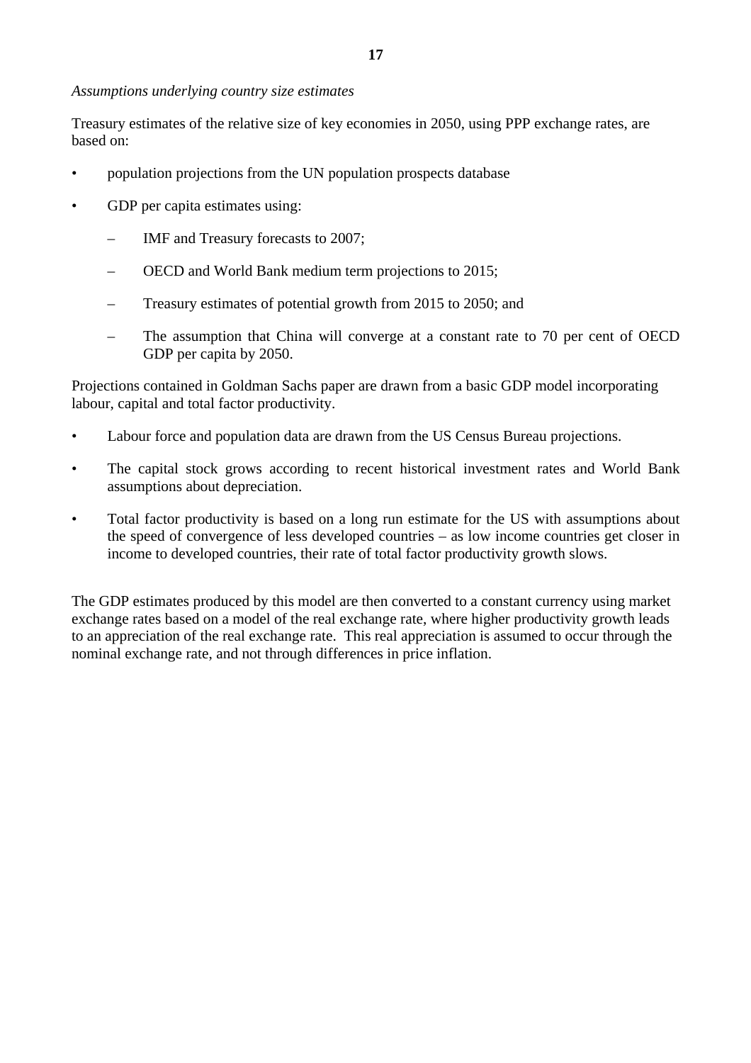*Assumptions underlying country size estimates*

Treasury estimates of the relative size of key economies in 2050, using PPP exchange rates, are based on:

- population projections from the UN population prospects database
- GDP per capita estimates using:
  - IMF and Treasury forecasts to 2007;
  - OECD and World Bank medium term projections to 2015;
  - Treasury estimates of potential growth from 2015 to 2050; and
  - The assumption that China will converge at a constant rate to 70 per cent of OECD GDP per capita by 2050.

Projections contained in Goldman Sachs paper are drawn from a basic GDP model incorporating labour, capital and total factor productivity.

- Labour force and population data are drawn from the US Census Bureau projections.
- The capital stock grows according to recent historical investment rates and World Bank assumptions about depreciation.
- Total factor productivity is based on a long run estimate for the US with assumptions about the speed of convergence of less developed countries – as low income countries get closer in income to developed countries, their rate of total factor productivity growth slows.

The GDP estimates produced by this model are then converted to a constant currency using market exchange rates based on a model of the real exchange rate, where higher productivity growth leads to an appreciation of the real exchange rate. This real appreciation is assumed to occur through the nominal exchange rate, and not through differences in price inflation.